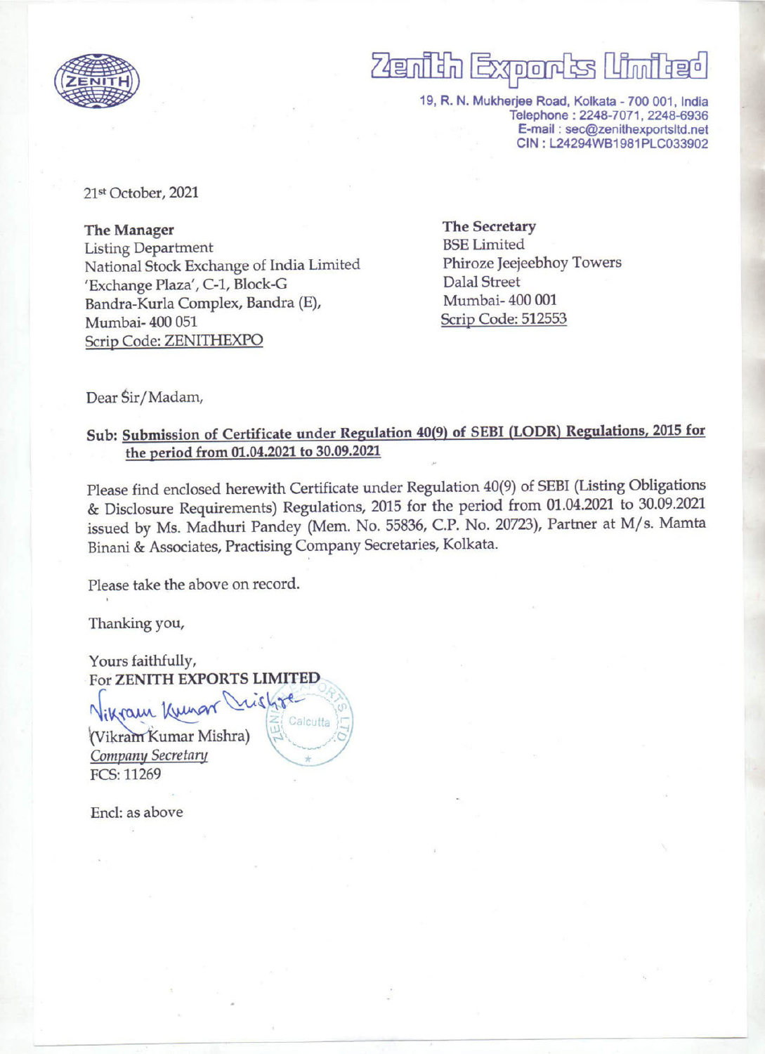# Zenith Exports Limited

19, R. N. Mukherjee Road, Kolkata - 700 001, India
Telephone : 2248-7071, 2248-6936
E-mail : sec@zenithexportsltd.net
CIN : L24294WB1981PLC033902

21st October, 2021

**The Manager**
Listing Department
National Stock Exchange of India Limited
'Exchange Plaza', C-1, Block-G
Bandra-Kurla Complex, Bandra (E),
Mumbai- 400 051
Scrip Code: ZENITHEXPO

**The Secretary**
BSE Limited
Phiroze Jeejeebhoy Towers
Dalal Street
Mumbai- 400 001
Scrip Code: 512553

Dear Sir/Madam,

**Sub: Submission of Certificate under Regulation 40(9) of SEBI (LODR) Regulations, 2015 for the period from 01.04.2021 to 30.09.2021**

Please find enclosed herewith Certificate under Regulation 40(9) of SEBI (Listing Obligations & Disclosure Requirements) Regulations, 2015 for the period from 01.04.2021 to 30.09.2021 issued by Ms. Madhuri Pandey (Mem. No. 55836, C.P. No. 20723), Partner at M/s. Mamta Binani & Associates, Practising Company Secretaries, Kolkata.

Please take the above on record.

Thanking you,

Yours faithfully,
For **ZENITH EXPORTS LIMITED**

(Vikram Kumar Mishra)
*Company Secretary*
FCS: 11269

Encl: as above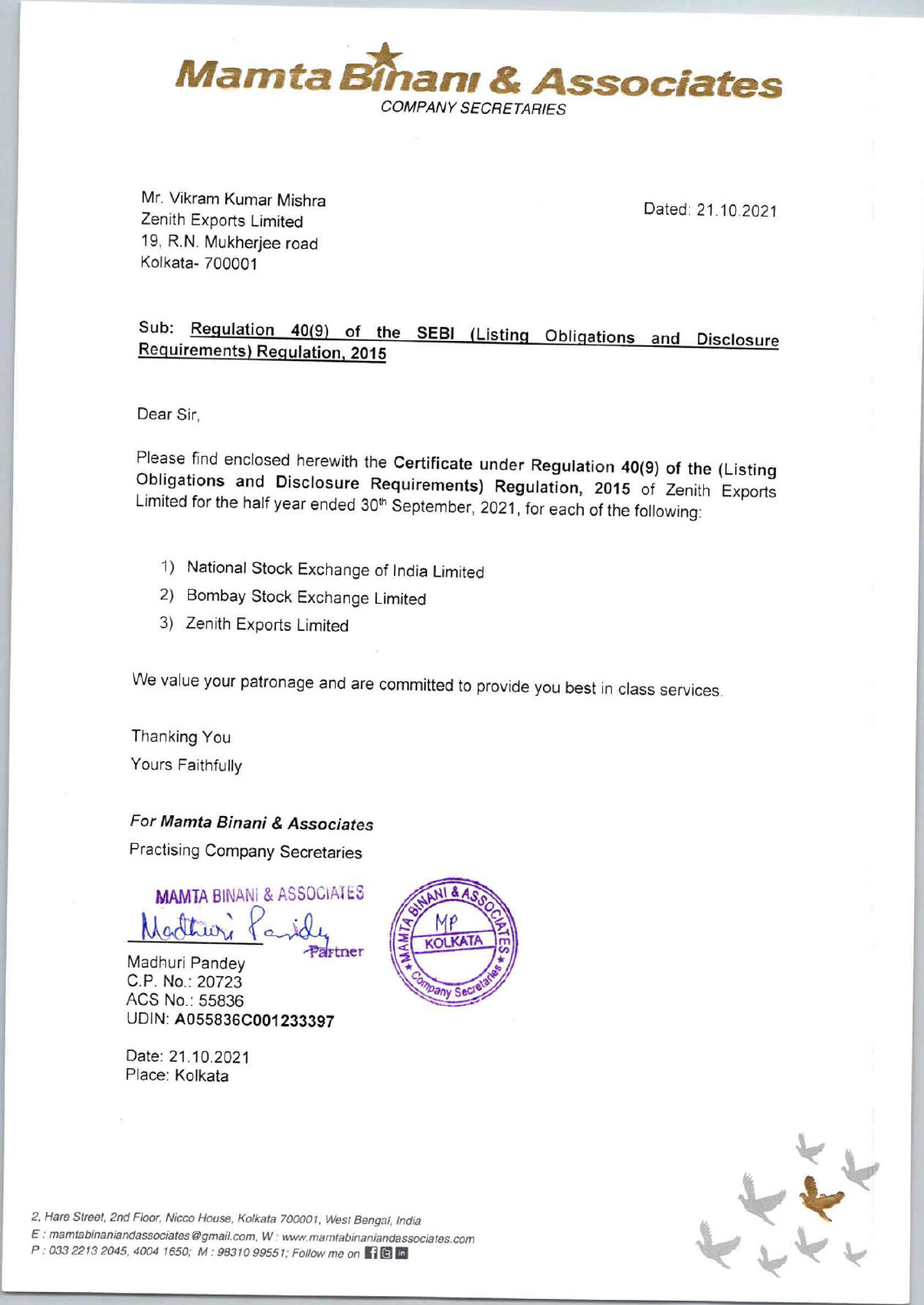# Mamta Binani & Associates

COMPANY SECRETARIES

Mr. Vikram Kumar Mishra
Zenith Exports Limited
19, R.N. Mukherjee road
Kolkata- 700001

Dated: 21.10.2021

Sub: **Regulation 40(9) of the SEBI (Listing Obligations and Disclosure Requirements) Regulation, 2015**

Dear Sir,

Please find enclosed herewith the **Certificate under Regulation 40(9) of the (Listing Obligations and Disclosure Requirements) Regulation, 2015** of Zenith Exports Limited for the half year ended 30th September, 2021, for each of the following:

1) National Stock Exchange of India Limited
2) Bombay Stock Exchange Limited
3) Zenith Exports Limited

We value your patronage and are committed to provide you best in class services.

Thanking You
Yours Faithfully

***For Mamta Binani & Associates***
Practising Company Secretaries

MAMTA BINANI & ASSOCIATES
Partner

Madhuri Pandey
C.P. No.: 20723
ACS No.: 55836
UDIN: **A055836C001233397**

Date: 21.10.2021
Place: Kolkata

*2, Hare Street, 2nd Floor, Nicco House, Kolkata 700001, West Bengal, India*
*E : mamtabinaniandassociates@gmail.com, W : www.mamtabinaniandassociates.com*
*P : 033 2213 2045, 4004 1650; M : 98310 99551; Follow me on*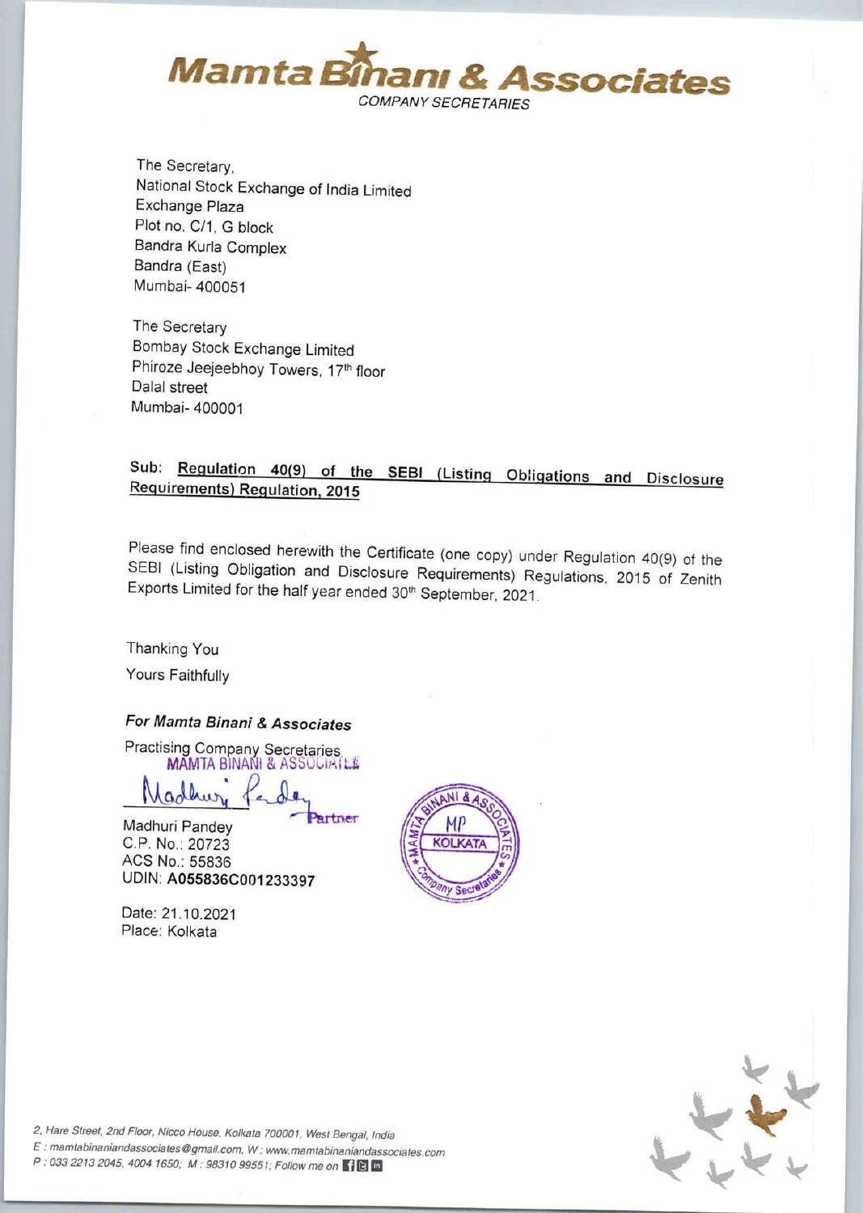# Mamta Binani & Associates

COMPANY SECRETARIES

The Secretary,
National Stock Exchange of India Limited
Exchange Plaza
Plot no. C/1, G block
Bandra Kurla Complex
Bandra (East)
Mumbai- 400051

The Secretary
Bombay Stock Exchange Limited
Phiroze Jeejeebhoy Towers, 17th floor
Dalal street
Mumbai- 400001

Sub: **Regulation 40(9) of the SEBI (Listing Obligations and Disclosure Requirements) Regulation, 2015**

Please find enclosed herewith the Certificate (one copy) under Regulation 40(9) of the SEBI (Listing Obligation and Disclosure Requirements) Regulations, 2015 of Zenith Exports Limited for the half year ended 30th September, 2021.

Thanking You

Yours Faithfully

***For Mamta Binani & Associates***

Practising Company Secretaries
MAMTA BINANI & ASSOCIATES

Partner

Madhuri Pandey
C.P. No.: 20723
ACS No.: 55836
UDIN: **A055836C001233397**

Date: 21.10.2021
Place: Kolkata

2, Hare Street, 2nd Floor, Nicco House, Kolkata 700001, West Bengal, India
E : mamtabinaniandassociates@gmail.com, W : www.mamtabinaniandassociates.com
P : 033 2213 2045, 4004 1650; M : 98310 99551; Follow me on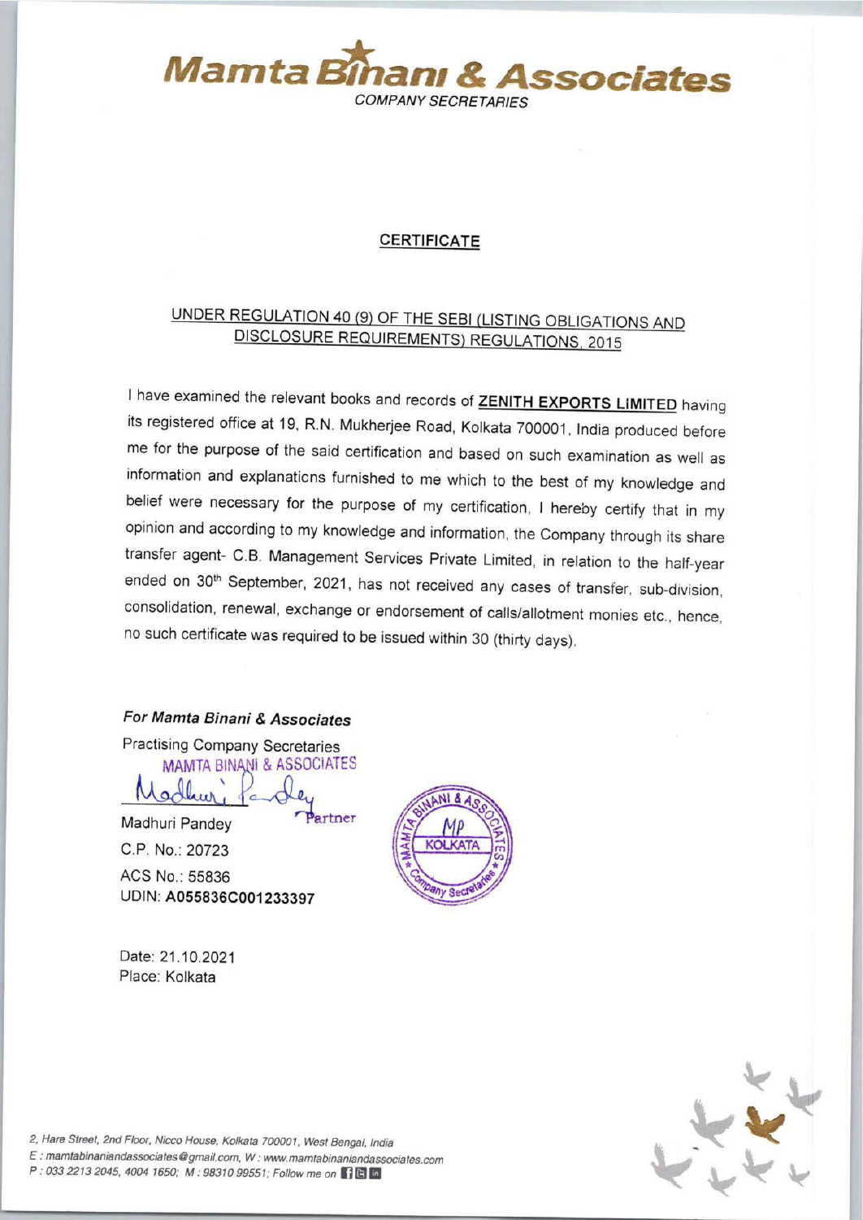# Mamta Binani & Associates

COMPANY SECRETARIES

## CERTIFICATE

UNDER REGULATION 40 (9) OF THE SEBI (LISTING OBLIGATIONS AND DISCLOSURE REQUIREMENTS) REGULATIONS, 2015

I have examined the relevant books and records of **ZENITH EXPORTS LIMITED** having its registered office at 19, R.N. Mukherjee Road, Kolkata 700001, India produced before me for the purpose of the said certification and based on such examination as well as information and explanations furnished to me which to the best of my knowledge and belief were necessary for the purpose of my certification, I hereby certify that in my opinion and according to my knowledge and information, the Company through its share transfer agent- C.B. Management Services Private Limited, in relation to the half-year ended on 30th September, 2021, has not received any cases of transfer, sub-division, consolidation, renewal, exchange or endorsement of calls/allotment monies etc., hence, no such certificate was required to be issued within 30 (thirty days).

***For Mamta Binani & Associates***

Practising Company Secretaries

MAMTA BINANI & ASSOCIATES

Partner

Madhuri Pandey

C.P. No.: 20723

ACS No.: 55836

UDIN: **A055836C001233397**

Date: 21.10.2021

Place: Kolkata

*2, Hare Street, 2nd Floor, Nicco House, Kolkata 700001, West Bengal, India*

*E : mamtabinaniandassociates@gmail.com, W : www.mamtabinaniandassociates.com*

*P : 033 2213 2045, 4004 1650; M : 98310 99551; Follow me on*